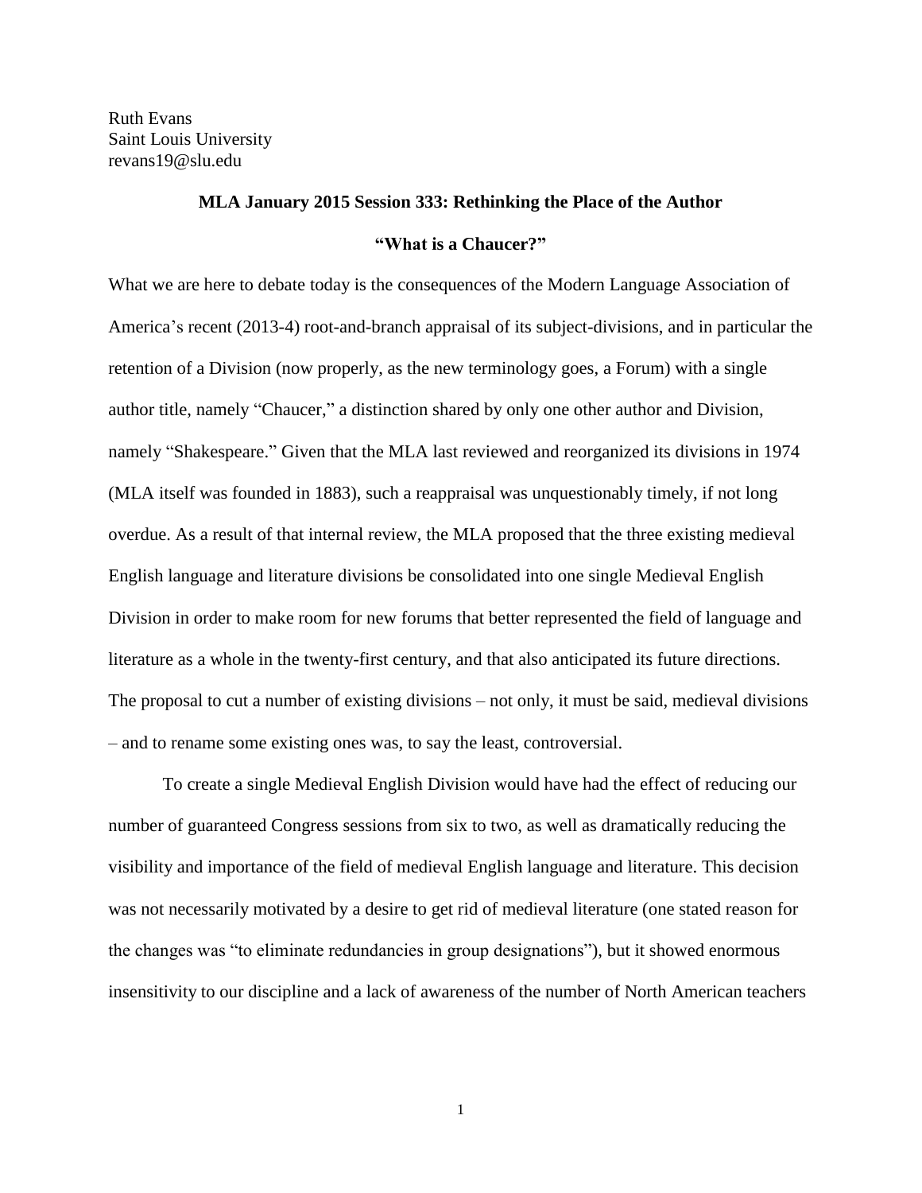Ruth Evans
Saint Louis University
revans19@slu.edu

**MLA January 2015 Session 333: Rethinking the Place of the Author**

**"What is a Chaucer?"**

What we are here to debate today is the consequences of the Modern Language Association of America's recent (2013-4) root-and-branch appraisal of its subject-divisions, and in particular the retention of a Division (now properly, as the new terminology goes, a Forum) with a single author title, namely "Chaucer," a distinction shared by only one other author and Division, namely "Shakespeare." Given that the MLA last reviewed and reorganized its divisions in 1974 (MLA itself was founded in 1883), such a reappraisal was unquestionably timely, if not long overdue. As a result of that internal review, the MLA proposed that the three existing medieval English language and literature divisions be consolidated into one single Medieval English Division in order to make room for new forums that better represented the field of language and literature as a whole in the twenty-first century, and that also anticipated its future directions. The proposal to cut a number of existing divisions – not only, it must be said, medieval divisions – and to rename some existing ones was, to say the least, controversial.

To create a single Medieval English Division would have had the effect of reducing our number of guaranteed Congress sessions from six to two, as well as dramatically reducing the visibility and importance of the field of medieval English language and literature. This decision was not necessarily motivated by a desire to get rid of medieval literature (one stated reason for the changes was "to eliminate redundancies in group designations"), but it showed enormous insensitivity to our discipline and a lack of awareness of the number of North American teachers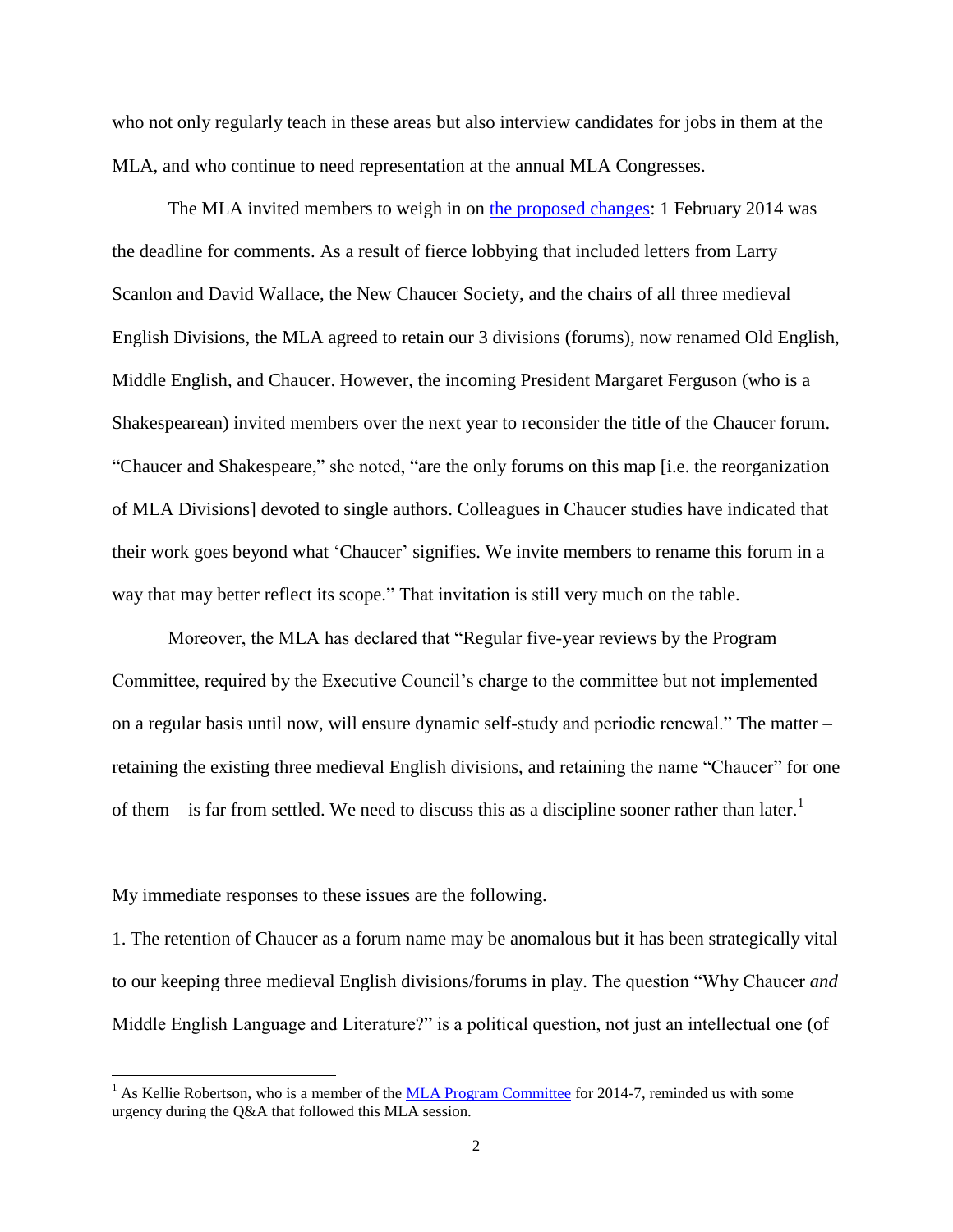who not only regularly teach in these areas but also interview candidates for jobs in them at the MLA, and who continue to need representation at the annual MLA Congresses.

The MLA invited members to weigh in on the proposed changes: 1 February 2014 was the deadline for comments. As a result of fierce lobbying that included letters from Larry Scanlon and David Wallace, the New Chaucer Society, and the chairs of all three medieval English Divisions, the MLA agreed to retain our 3 divisions (forums), now renamed Old English, Middle English, and Chaucer. However, the incoming President Margaret Ferguson (who is a Shakespearean) invited members over the next year to reconsider the title of the Chaucer forum. "Chaucer and Shakespeare," she noted, "are the only forums on this map [i.e. the reorganization of MLA Divisions] devoted to single authors. Colleagues in Chaucer studies have indicated that their work goes beyond what 'Chaucer' signifies. We invite members to rename this forum in a way that may better reflect its scope." That invitation is still very much on the table.

Moreover, the MLA has declared that "Regular five-year reviews by the Program Committee, required by the Executive Council's charge to the committee but not implemented on a regular basis until now, will ensure dynamic self-study and periodic renewal." The matter – retaining the existing three medieval English divisions, and retaining the name "Chaucer" for one of them – is far from settled. We need to discuss this as a discipline sooner rather than later.[1]

My immediate responses to these issues are the following.

1. The retention of Chaucer as a forum name may be anomalous but it has been strategically vital to our keeping three medieval English divisions/forums in play. The question "Why Chaucer *and* Middle English Language and Literature?" is a political question, not just an intellectual one (of

---

[1] As Kellie Robertson, who is a member of the MLA Program Committee for 2014-7, reminded us with some urgency during the Q&A that followed this MLA session.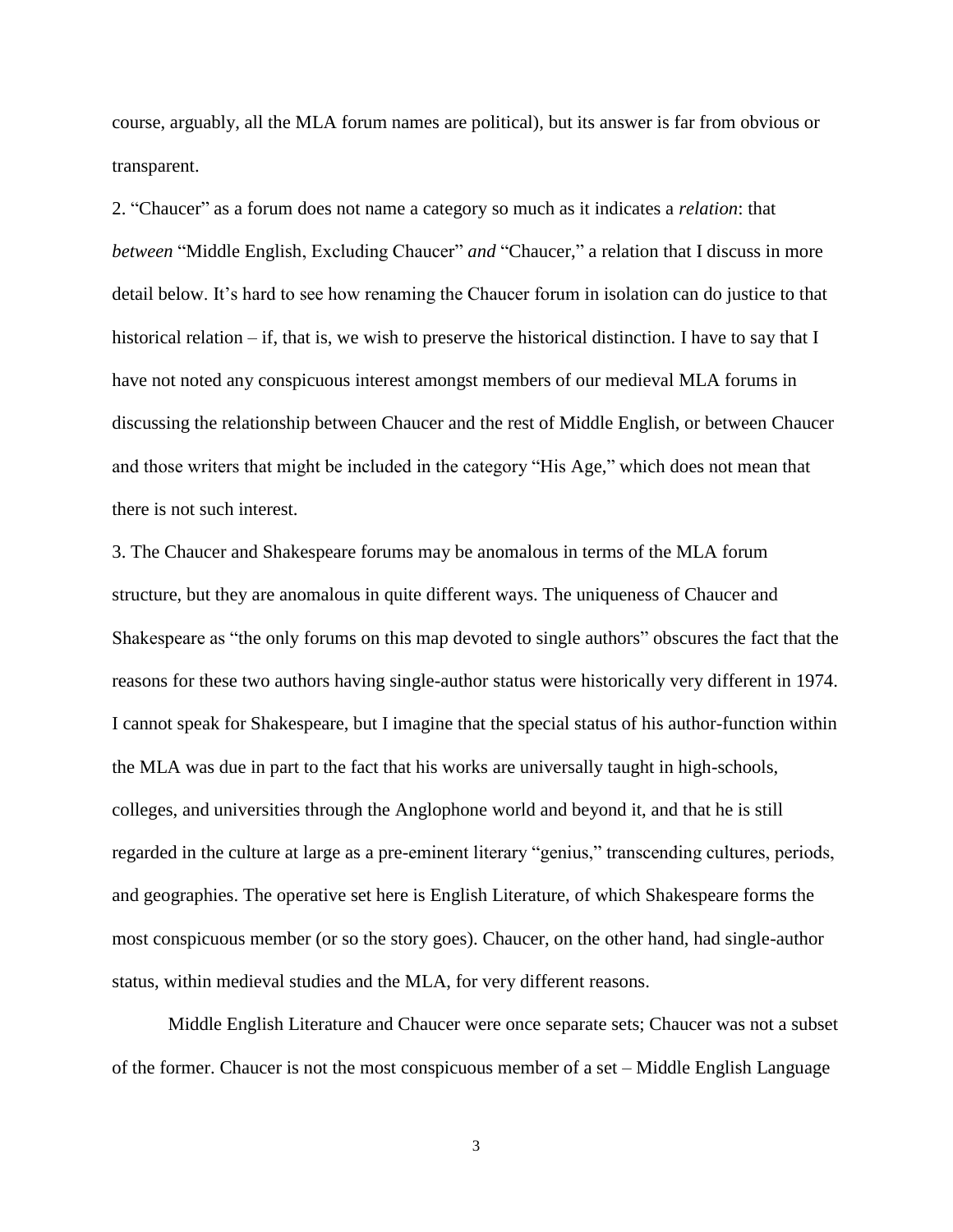course, arguably, all the MLA forum names are political), but its answer is far from obvious or transparent.

2. "Chaucer" as a forum does not name a category so much as it indicates a *relation*: that *between* "Middle English, Excluding Chaucer" *and* "Chaucer," a relation that I discuss in more detail below. It's hard to see how renaming the Chaucer forum in isolation can do justice to that historical relation – if, that is, we wish to preserve the historical distinction. I have to say that I have not noted any conspicuous interest amongst members of our medieval MLA forums in discussing the relationship between Chaucer and the rest of Middle English, or between Chaucer and those writers that might be included in the category "His Age," which does not mean that there is not such interest.

3. The Chaucer and Shakespeare forums may be anomalous in terms of the MLA forum structure, but they are anomalous in quite different ways. The uniqueness of Chaucer and Shakespeare as "the only forums on this map devoted to single authors" obscures the fact that the reasons for these two authors having single-author status were historically very different in 1974. I cannot speak for Shakespeare, but I imagine that the special status of his author-function within the MLA was due in part to the fact that his works are universally taught in high-schools, colleges, and universities through the Anglophone world and beyond it, and that he is still regarded in the culture at large as a pre-eminent literary "genius," transcending cultures, periods, and geographies. The operative set here is English Literature, of which Shakespeare forms the most conspicuous member (or so the story goes). Chaucer, on the other hand, had single-author status, within medieval studies and the MLA, for very different reasons.

Middle English Literature and Chaucer were once separate sets; Chaucer was not a subset of the former. Chaucer is not the most conspicuous member of a set – Middle English Language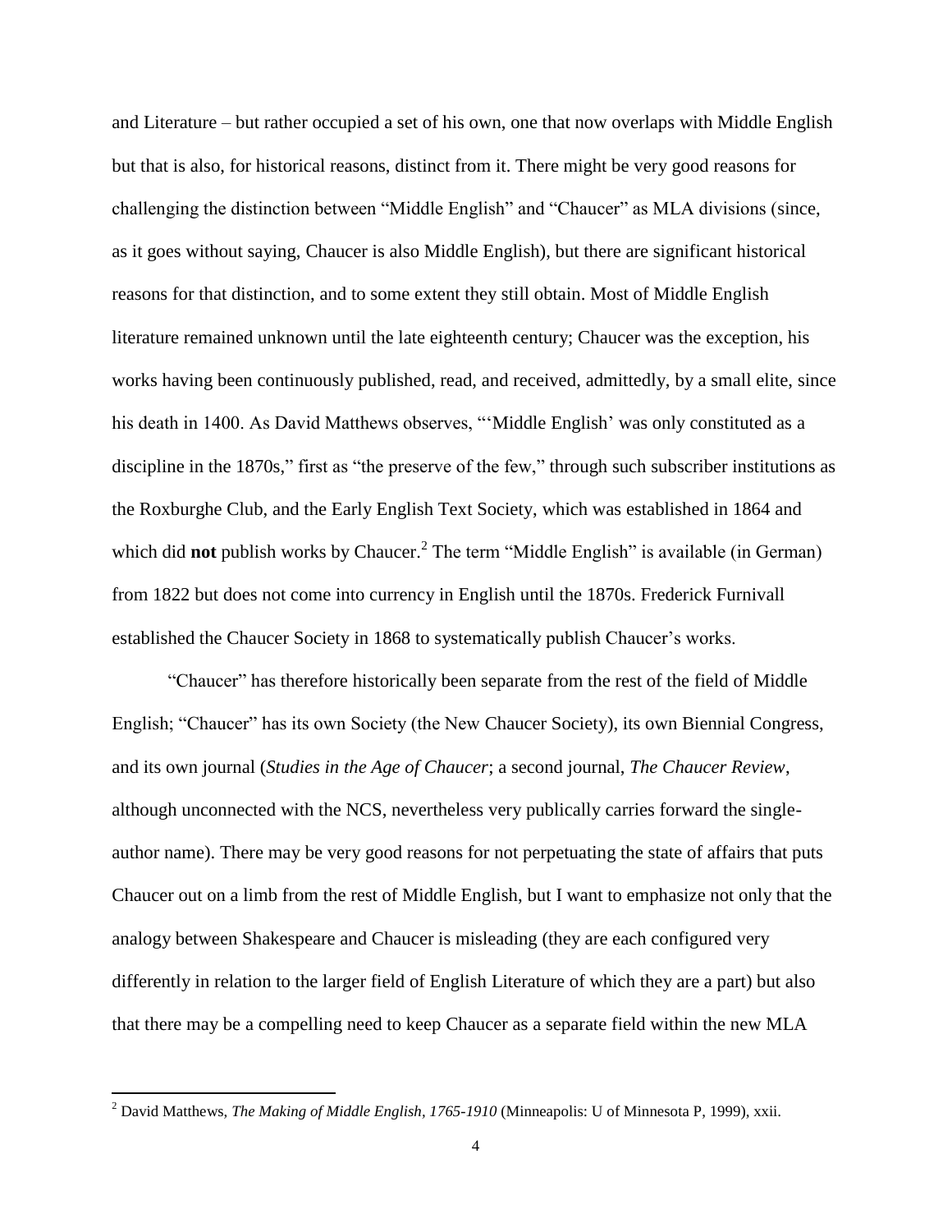and Literature – but rather occupied a set of his own, one that now overlaps with Middle English but that is also, for historical reasons, distinct from it. There might be very good reasons for challenging the distinction between "Middle English" and "Chaucer" as MLA divisions (since, as it goes without saying, Chaucer is also Middle English), but there are significant historical reasons for that distinction, and to some extent they still obtain. Most of Middle English literature remained unknown until the late eighteenth century; Chaucer was the exception, his works having been continuously published, read, and received, admittedly, by a small elite, since his death in 1400. As David Matthews observes, "'Middle English' was only constituted as a discipline in the 1870s," first as "the preserve of the few," through such subscriber institutions as the Roxburghe Club, and the Early English Text Society, which was established in 1864 and which did **not** publish works by Chaucer.[2] The term "Middle English" is available (in German) from 1822 but does not come into currency in English until the 1870s. Frederick Furnivall established the Chaucer Society in 1868 to systematically publish Chaucer's works.

"Chaucer" has therefore historically been separate from the rest of the field of Middle English; "Chaucer" has its own Society (the New Chaucer Society), its own Biennial Congress, and its own journal (*Studies in the Age of Chaucer*; a second journal, *The Chaucer Review*, although unconnected with the NCS, nevertheless very publically carries forward the single-author name). There may be very good reasons for not perpetuating the state of affairs that puts Chaucer out on a limb from the rest of Middle English, but I want to emphasize not only that the analogy between Shakespeare and Chaucer is misleading (they are each configured very differently in relation to the larger field of English Literature of which they are a part) but also that there may be a compelling need to keep Chaucer as a separate field within the new MLA

---

[2] David Matthews, *The Making of Middle English, 1765-1910* (Minneapolis: U of Minnesota P, 1999), xxii.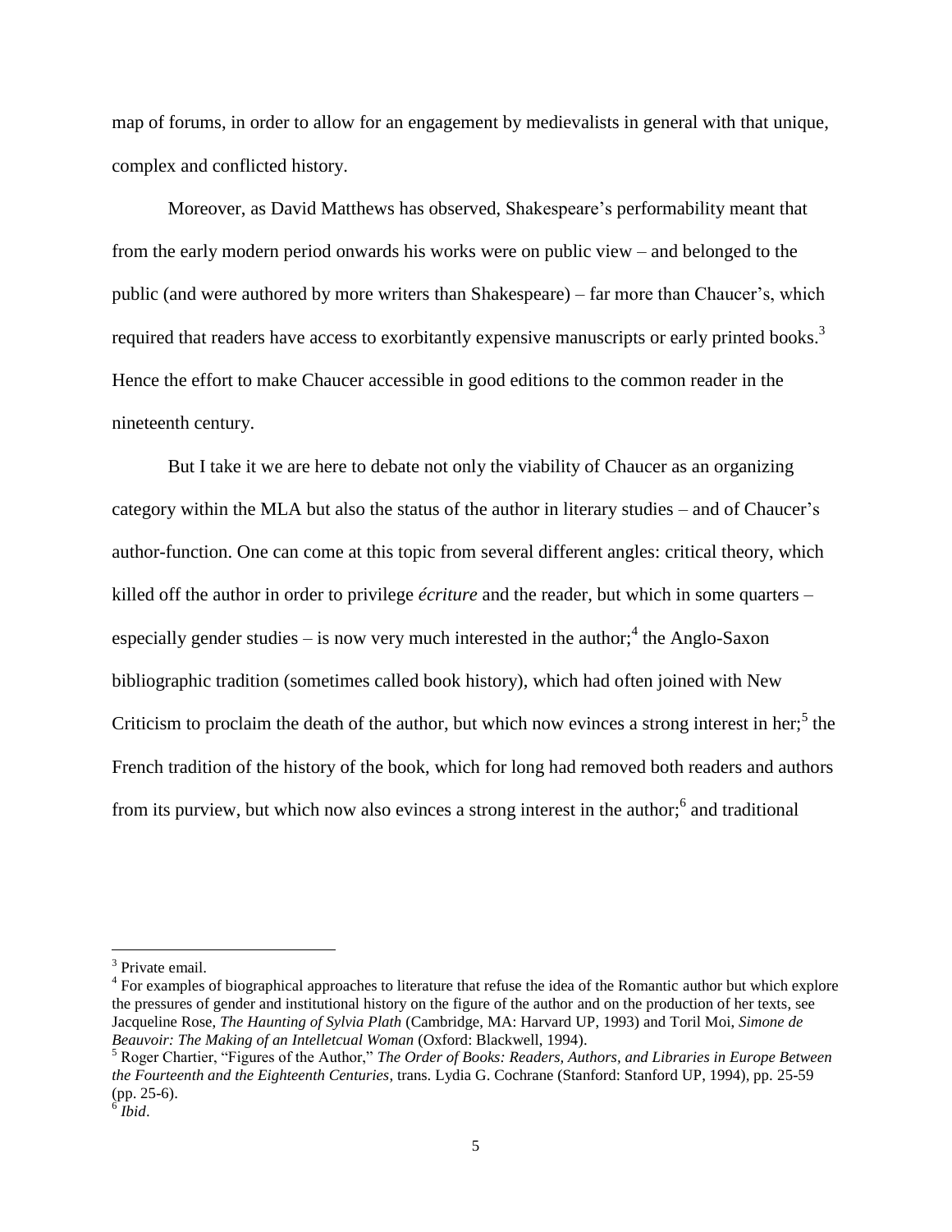map of forums, in order to allow for an engagement by medievalists in general with that unique, complex and conflicted history.

Moreover, as David Matthews has observed, Shakespeare's performability meant that from the early modern period onwards his works were on public view – and belonged to the public (and were authored by more writers than Shakespeare) – far more than Chaucer's, which required that readers have access to exorbitantly expensive manuscripts or early printed books.[3] Hence the effort to make Chaucer accessible in good editions to the common reader in the nineteenth century.

But I take it we are here to debate not only the viability of Chaucer as an organizing category within the MLA but also the status of the author in literary studies – and of Chaucer's author-function. One can come at this topic from several different angles: critical theory, which killed off the author in order to privilege *écriture* and the reader, but which in some quarters – especially gender studies – is now very much interested in the author;[4] the Anglo-Saxon bibliographic tradition (sometimes called book history), which had often joined with New Criticism to proclaim the death of the author, but which now evinces a strong interest in her;[5] the French tradition of the history of the book, which for long had removed both readers and authors from its purview, but which now also evinces a strong interest in the author;[6] and traditional

---

[3] Private email.

[4] For examples of biographical approaches to literature that refuse the idea of the Romantic author but which explore the pressures of gender and institutional history on the figure of the author and on the production of her texts, see Jacqueline Rose, *The Haunting of Sylvia Plath* (Cambridge, MA: Harvard UP, 1993) and Toril Moi, *Simone de Beauvoir: The Making of an Intelletcual Woman* (Oxford: Blackwell, 1994).

[5] Roger Chartier, "Figures of the Author," *The Order of Books: Readers, Authors, and Libraries in Europe Between the Fourteenth and the Eighteenth Centuries*, trans. Lydia G. Cochrane (Stanford: Stanford UP, 1994), pp. 25-59 (pp. 25-6).

[6] *Ibid*.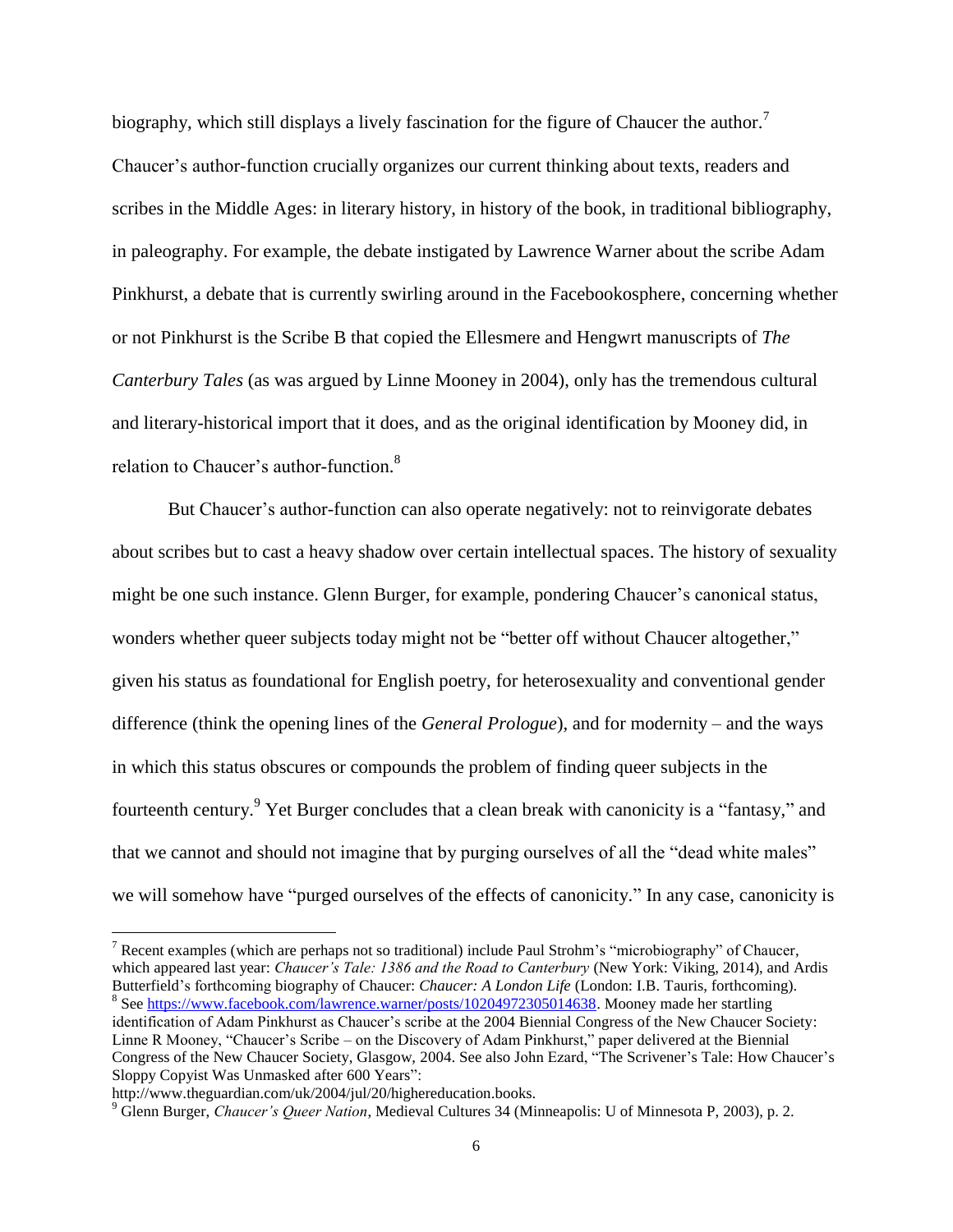biography, which still displays a lively fascination for the figure of Chaucer the author.[7] Chaucer's author-function crucially organizes our current thinking about texts, readers and scribes in the Middle Ages: in literary history, in history of the book, in traditional bibliography, in paleography. For example, the debate instigated by Lawrence Warner about the scribe Adam Pinkhurst, a debate that is currently swirling around in the Facebookosphere, concerning whether or not Pinkhurst is the Scribe B that copied the Ellesmere and Hengwrt manuscripts of *The Canterbury Tales* (as was argued by Linne Mooney in 2004), only has the tremendous cultural and literary-historical import that it does, and as the original identification by Mooney did, in relation to Chaucer's author-function.[8]

But Chaucer's author-function can also operate negatively: not to reinvigorate debates about scribes but to cast a heavy shadow over certain intellectual spaces. The history of sexuality might be one such instance. Glenn Burger, for example, pondering Chaucer's canonical status, wonders whether queer subjects today might not be "better off without Chaucer altogether," given his status as foundational for English poetry, for heterosexuality and conventional gender difference (think the opening lines of the *General Prologue*), and for modernity – and the ways in which this status obscures or compounds the problem of finding queer subjects in the fourteenth century.[9] Yet Burger concludes that a clean break with canonicity is a "fantasy," and that we cannot and should not imagine that by purging ourselves of all the "dead white males" we will somehow have "purged ourselves of the effects of canonicity." In any case, canonicity is

---

[7] Recent examples (which are perhaps not so traditional) include Paul Strohm's "microbiography" of Chaucer, which appeared last year: *Chaucer's Tale: 1386 and the Road to Canterbury* (New York: Viking, 2014), and Ardis Butterfield's forthcoming biography of Chaucer: *Chaucer: A London Life* (London: I.B. Tauris, forthcoming).

[8] See https://www.facebook.com/lawrence.warner/posts/10204972305014638. Mooney made her startling identification of Adam Pinkhurst as Chaucer's scribe at the 2004 Biennial Congress of the New Chaucer Society: Linne R Mooney, "Chaucer's Scribe – on the Discovery of Adam Pinkhurst," paper delivered at the Biennial Congress of the New Chaucer Society, Glasgow, 2004. See also John Ezard, "The Scrivener's Tale: How Chaucer's Sloppy Copyist Was Unmasked after 600 Years": http://www.theguardian.com/uk/2004/jul/20/highereducation.books.

[9] Glenn Burger, *Chaucer's Queer Nation*, Medieval Cultures 34 (Minneapolis: U of Minnesota P, 2003), p. 2.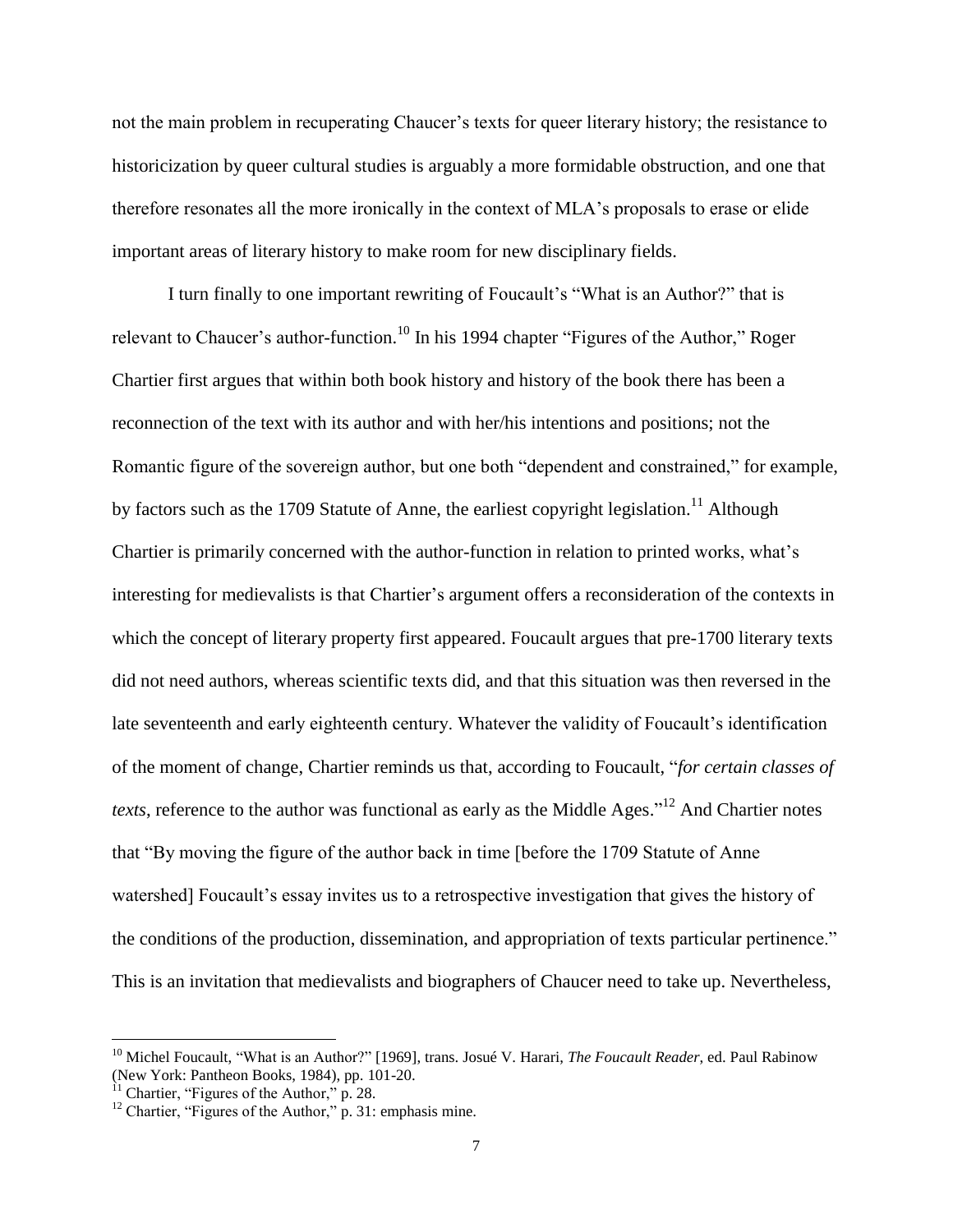not the main problem in recuperating Chaucer's texts for queer literary history; the resistance to historicization by queer cultural studies is arguably a more formidable obstruction, and one that therefore resonates all the more ironically in the context of MLA's proposals to erase or elide important areas of literary history to make room for new disciplinary fields.

I turn finally to one important rewriting of Foucault's "What is an Author?" that is relevant to Chaucer's author-function.[10] In his 1994 chapter "Figures of the Author," Roger Chartier first argues that within both book history and history of the book there has been a reconnection of the text with its author and with her/his intentions and positions; not the Romantic figure of the sovereign author, but one both "dependent and constrained," for example, by factors such as the 1709 Statute of Anne, the earliest copyright legislation.[11] Although Chartier is primarily concerned with the author-function in relation to printed works, what's interesting for medievalists is that Chartier's argument offers a reconsideration of the contexts in which the concept of literary property first appeared. Foucault argues that pre-1700 literary texts did not need authors, whereas scientific texts did, and that this situation was then reversed in the late seventeenth and early eighteenth century. Whatever the validity of Foucault's identification of the moment of change, Chartier reminds us that, according to Foucault, "*for certain classes of texts*, reference to the author was functional as early as the Middle Ages."[12] And Chartier notes that "By moving the figure of the author back in time [before the 1709 Statute of Anne watershed] Foucault's essay invites us to a retrospective investigation that gives the history of the conditions of the production, dissemination, and appropriation of texts particular pertinence." This is an invitation that medievalists and biographers of Chaucer need to take up. Nevertheless,

---

[10] Michel Foucault, "What is an Author?" [1969], trans. Josué V. Harari, *The Foucault Reader*, ed. Paul Rabinow (New York: Pantheon Books, 1984), pp. 101-20.

[11] Chartier, "Figures of the Author," p. 28.

[12] Chartier, "Figures of the Author," p. 31: emphasis mine.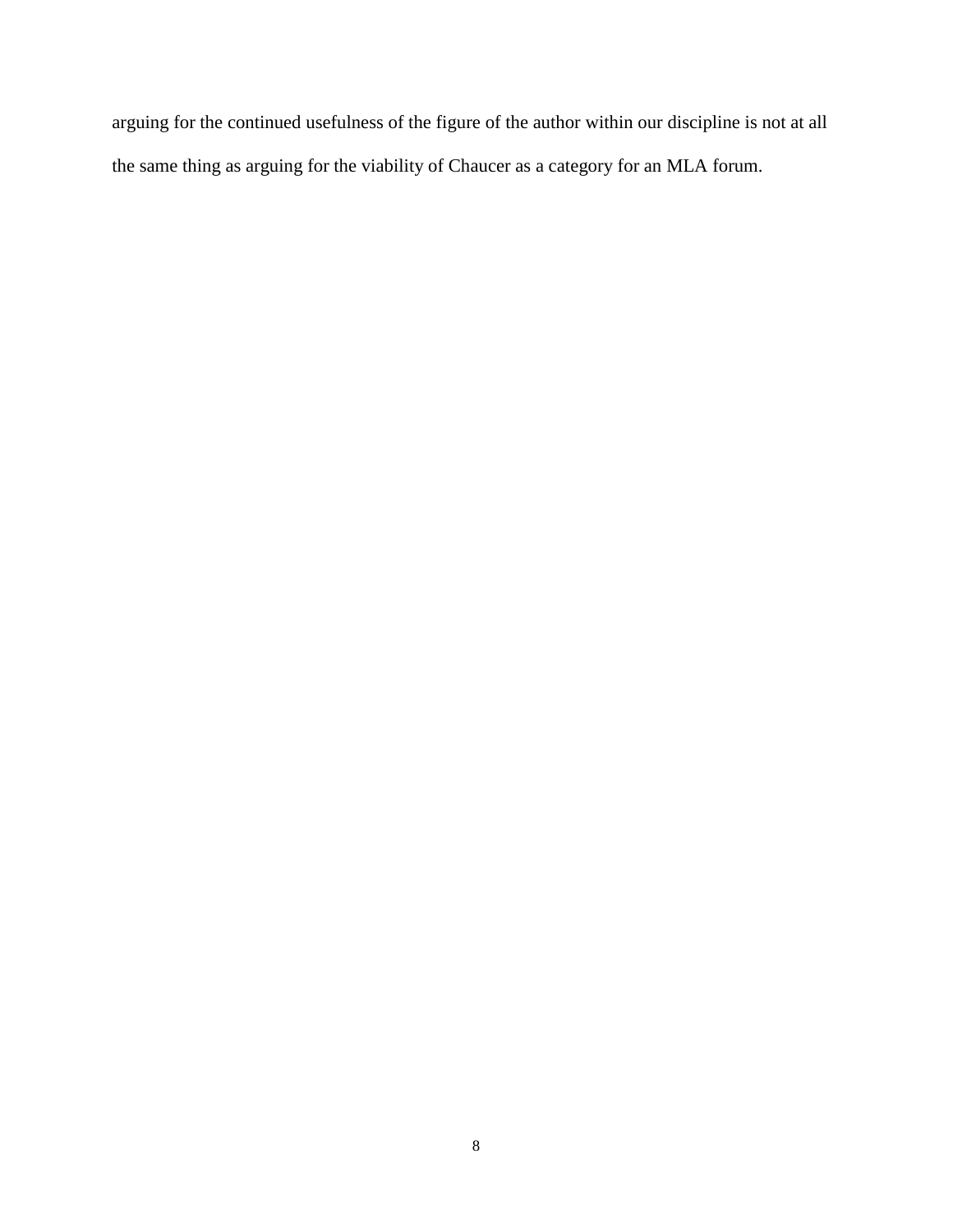arguing for the continued usefulness of the figure of the author within our discipline is not at all the same thing as arguing for the viability of Chaucer as a category for an MLA forum.